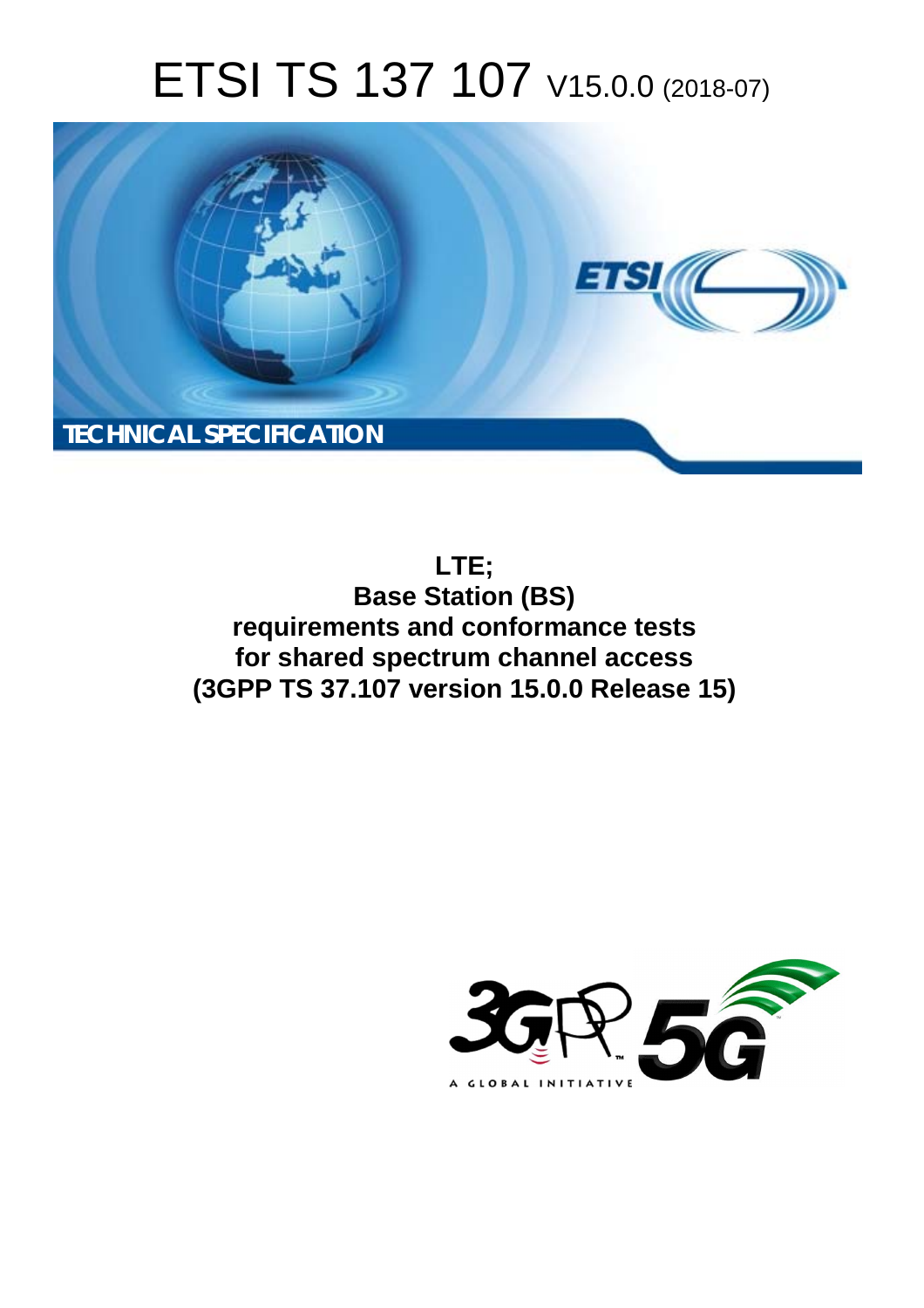# ETSI TS 137 107 V15.0.0 (2018-07)

TECHNICAL SPECIFICATION

**LTE;**
**Base Station (BS)**
**requirements and conformance tests**
**for shared spectrum channel access**
**(3GPP TS 37.107 version 15.0.0 Release 15)**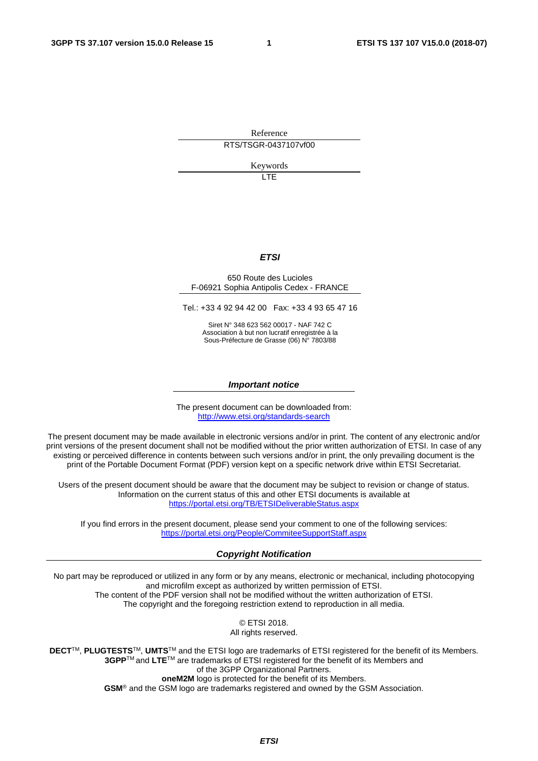Reference

RTS/TSGR-0437107vf00

Keywords

LTE

***ETSI***

650 Route des Lucioles
F-06921 Sophia Antipolis Cedex - FRANCE

Tel.: +33 4 92 94 42 00   Fax: +33 4 93 65 47 16

Siret N° 348 623 562 00017 - NAF 742 C
Association à but non lucratif enregistrée à la
Sous-Préfecture de Grasse (06) N° 7803/88

***Important notice***

The present document can be downloaded from:
http://www.etsi.org/standards-search

The present document may be made available in electronic versions and/or in print. The content of any electronic and/or print versions of the present document shall not be modified without the prior written authorization of ETSI. In case of any existing or perceived difference in contents between such versions and/or in print, the only prevailing document is the print of the Portable Document Format (PDF) version kept on a specific network drive within ETSI Secretariat.

Users of the present document should be aware that the document may be subject to revision or change of status. Information on the current status of this and other ETSI documents is available at
https://portal.etsi.org/TB/ETSIDeliverableStatus.aspx

If you find errors in the present document, please send your comment to one of the following services:
https://portal.etsi.org/People/CommiteeSupportStaff.aspx

***Copyright Notification***

No part may be reproduced or utilized in any form or by any means, electronic or mechanical, including photocopying and microfilm except as authorized by written permission of ETSI.
The content of the PDF version shall not be modified without the written authorization of ETSI.
The copyright and the foregoing restriction extend to reproduction in all media.

© ETSI 2018.
All rights reserved.

**DECT**™, **PLUGTESTS**™, **UMTS**™ and the ETSI logo are trademarks of ETSI registered for the benefit of its Members.
**3GPP**™ and **LTE**™ are trademarks of ETSI registered for the benefit of its Members and of the 3GPP Organizational Partners.
**oneM2M** logo is protected for the benefit of its Members.
**GSM**® and the GSM logo are trademarks registered and owned by the GSM Association.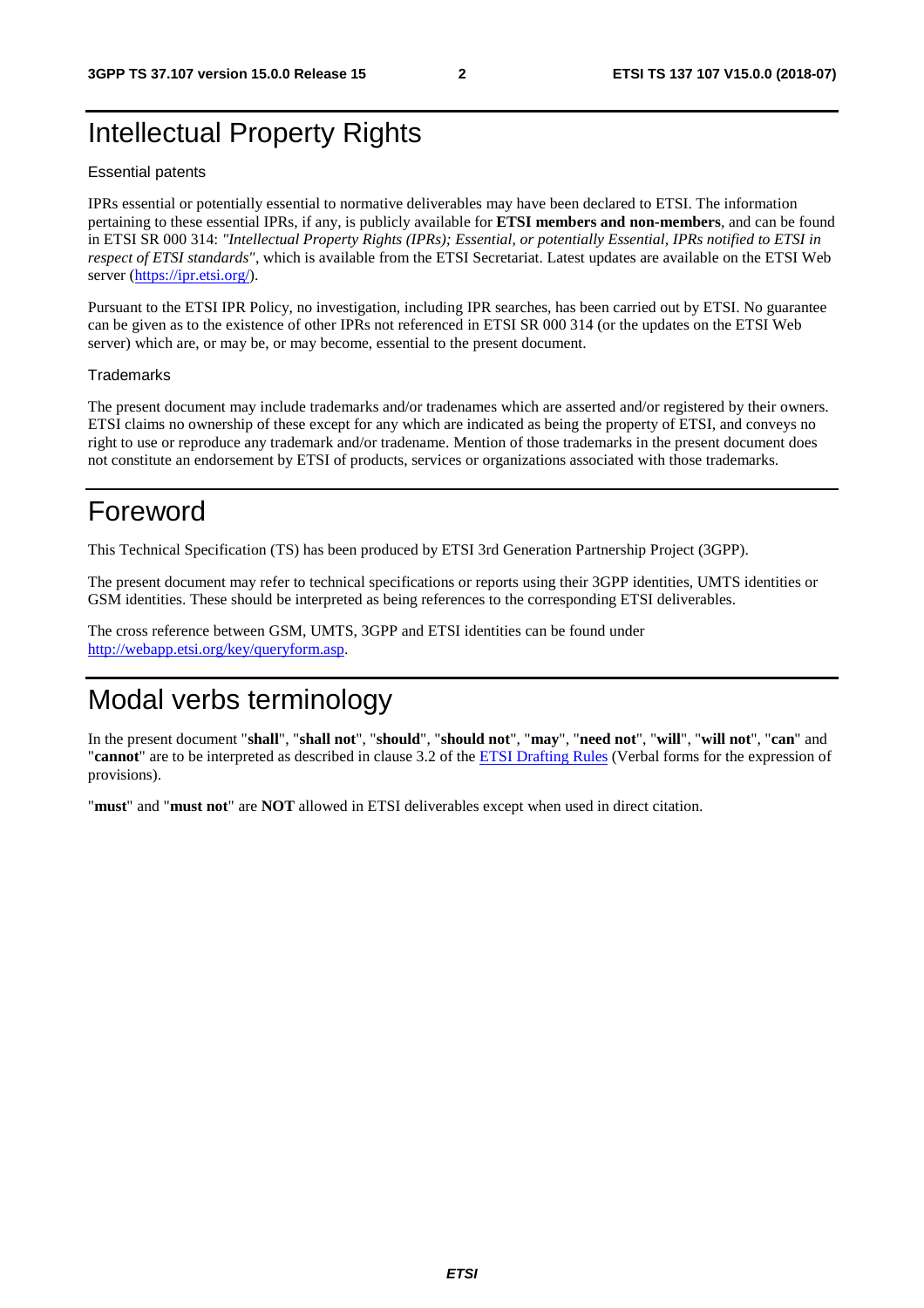# Intellectual Property Rights

Essential patents

IPRs essential or potentially essential to normative deliverables may have been declared to ETSI. The information pertaining to these essential IPRs, if any, is publicly available for **ETSI members and non-members**, and can be found in ETSI SR 000 314: *"Intellectual Property Rights (IPRs); Essential, or potentially Essential, IPRs notified to ETSI in respect of ETSI standards"*, which is available from the ETSI Secretariat. Latest updates are available on the ETSI Web server (https://ipr.etsi.org/).

Pursuant to the ETSI IPR Policy, no investigation, including IPR searches, has been carried out by ETSI. No guarantee can be given as to the existence of other IPRs not referenced in ETSI SR 000 314 (or the updates on the ETSI Web server) which are, or may be, or may become, essential to the present document.

Trademarks

The present document may include trademarks and/or tradenames which are asserted and/or registered by their owners. ETSI claims no ownership of these except for any which are indicated as being the property of ETSI, and conveys no right to use or reproduce any trademark and/or tradename. Mention of those trademarks in the present document does not constitute an endorsement by ETSI of products, services or organizations associated with those trademarks.

# Foreword

This Technical Specification (TS) has been produced by ETSI 3rd Generation Partnership Project (3GPP).

The present document may refer to technical specifications or reports using their 3GPP identities, UMTS identities or GSM identities. These should be interpreted as being references to the corresponding ETSI deliverables.

The cross reference between GSM, UMTS, 3GPP and ETSI identities can be found under http://webapp.etsi.org/key/queryform.asp.

# Modal verbs terminology

In the present document "**shall**", "**shall not**", "**should**", "**should not**", "**may**", "**need not**", "**will**", "**will not**", "**can**" and "**cannot**" are to be interpreted as described in clause 3.2 of the ETSI Drafting Rules (Verbal forms for the expression of provisions).

"**must**" and "**must not**" are **NOT** allowed in ETSI deliverables except when used in direct citation.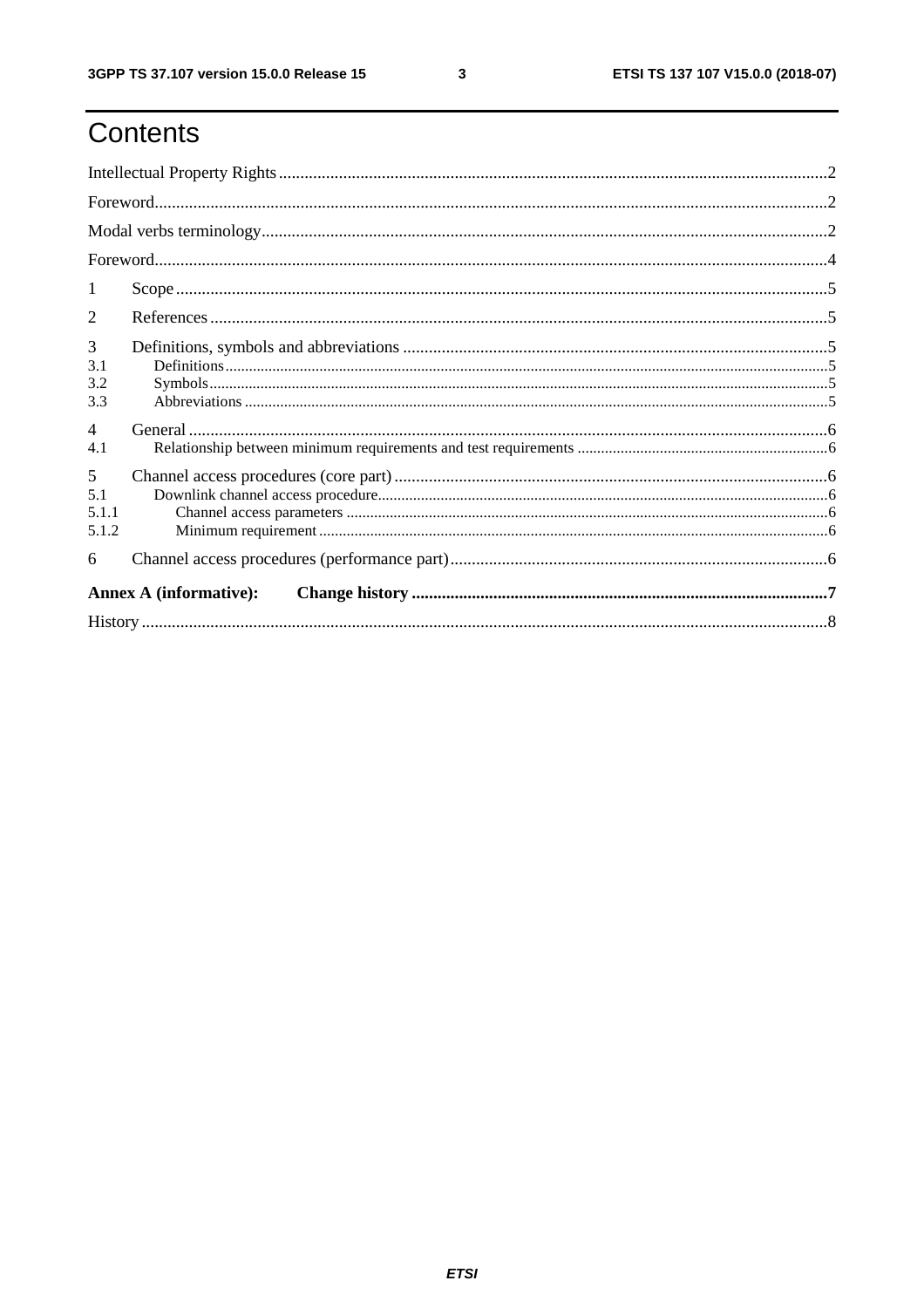# Contents

Intellectual Property Rights ..... 2

Foreword ..... 2

Modal verbs terminology ..... 2

Foreword ..... 4

1 Scope ..... 5

2 References ..... 5

3 Definitions, symbols and abbreviations ..... 5

3.1 Definitions ..... 5

3.2 Symbols ..... 5

3.3 Abbreviations ..... 5

4 General ..... 6

4.1 Relationship between minimum requirements and test requirements ..... 6

5 Channel access procedures (core part) ..... 6

5.1 Downlink channel access procedure ..... 6

5.1.1 Channel access parameters ..... 6

5.1.2 Minimum requirement ..... 6

6 Channel access procedures (performance part) ..... 6

**Annex A (informative): Change history ..... 7**

History ..... 8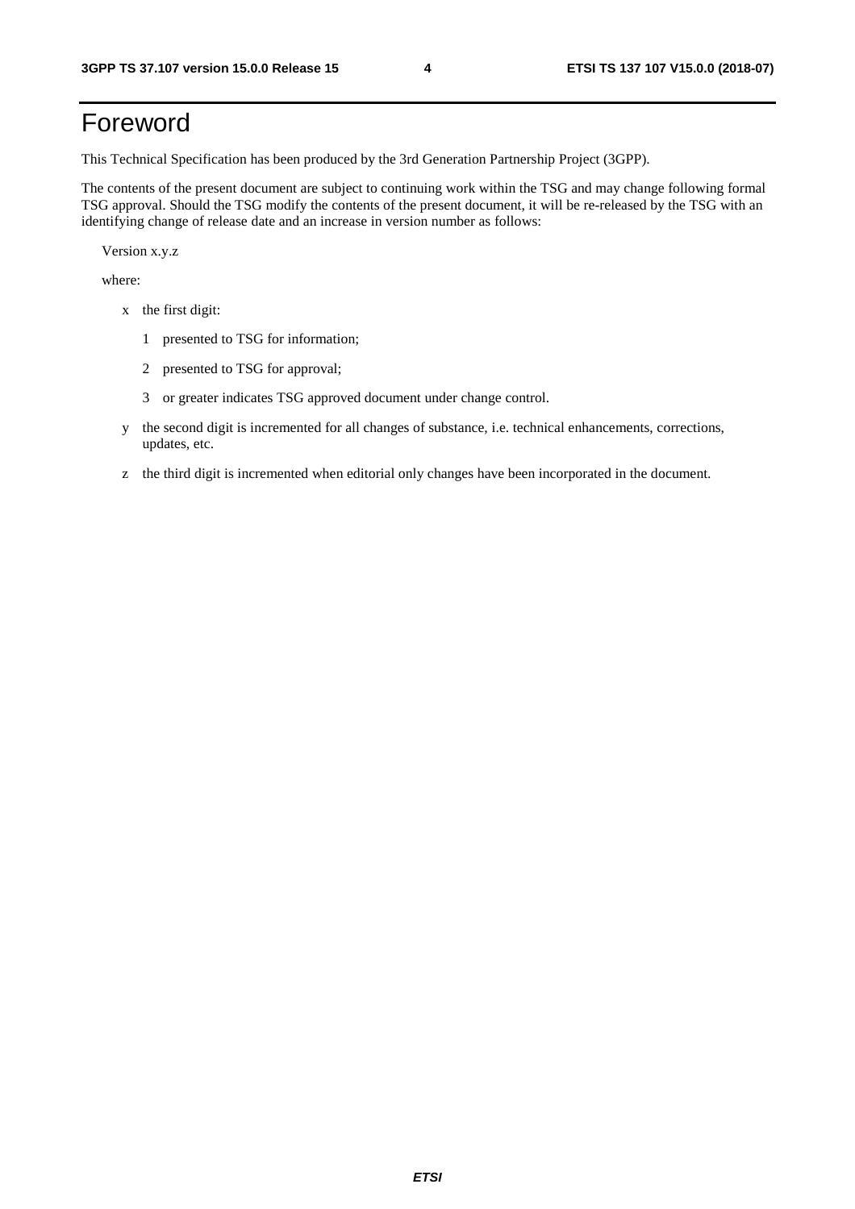# Foreword

This Technical Specification has been produced by the 3rd Generation Partnership Project (3GPP).

The contents of the present document are subject to continuing work within the TSG and may change following formal TSG approval. Should the TSG modify the contents of the present document, it will be re-released by the TSG with an identifying change of release date and an increase in version number as follows:

Version x.y.z

where:

- x the first digit:
  - 1 presented to TSG for information;
  - 2 presented to TSG for approval;
  - 3 or greater indicates TSG approved document under change control.
- y the second digit is incremented for all changes of substance, i.e. technical enhancements, corrections, updates, etc.
- z the third digit is incremented when editorial only changes have been incorporated in the document.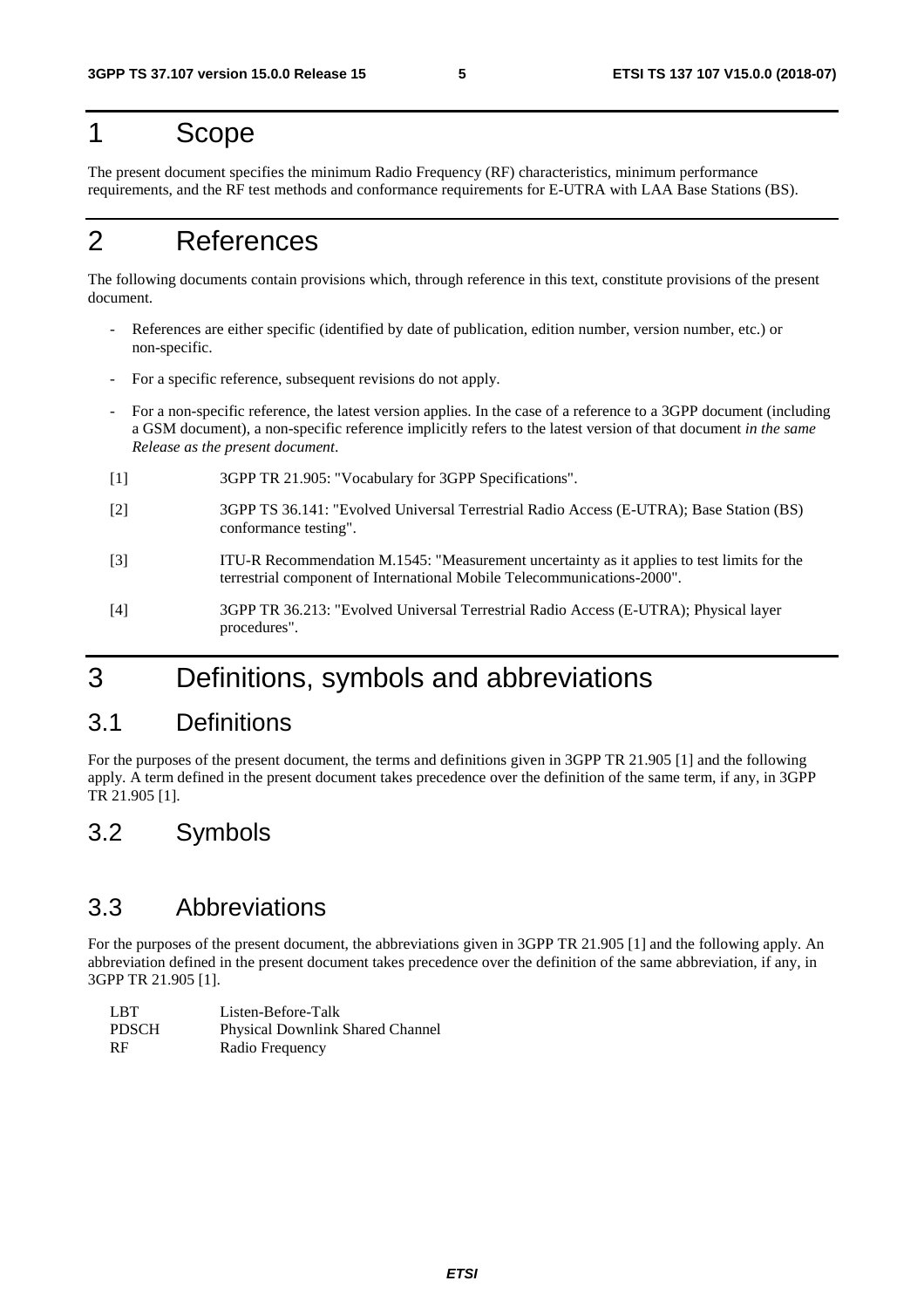# 1 Scope

The present document specifies the minimum Radio Frequency (RF) characteristics, minimum performance requirements, and the RF test methods and conformance requirements for E-UTRA with LAA Base Stations (BS).

# 2 References

The following documents contain provisions which, through reference in this text, constitute provisions of the present document.

- References are either specific (identified by date of publication, edition number, version number, etc.) or non-specific.
- For a specific reference, subsequent revisions do not apply.
- For a non-specific reference, the latest version applies. In the case of a reference to a 3GPP document (including a GSM document), a non-specific reference implicitly refers to the latest version of that document *in the same Release as the present document*.

[1] 3GPP TR 21.905: "Vocabulary for 3GPP Specifications".

[2] 3GPP TS 36.141: "Evolved Universal Terrestrial Radio Access (E-UTRA); Base Station (BS) conformance testing".

[3] ITU-R Recommendation M.1545: "Measurement uncertainty as it applies to test limits for the terrestrial component of International Mobile Telecommunications-2000".

[4] 3GPP TR 36.213: "Evolved Universal Terrestrial Radio Access (E-UTRA); Physical layer procedures".

# 3 Definitions, symbols and abbreviations

## 3.1 Definitions

For the purposes of the present document, the terms and definitions given in 3GPP TR 21.905 [1] and the following apply. A term defined in the present document takes precedence over the definition of the same term, if any, in 3GPP TR 21.905 [1].

## 3.2 Symbols

## 3.3 Abbreviations

For the purposes of the present document, the abbreviations given in 3GPP TR 21.905 [1] and the following apply. An abbreviation defined in the present document takes precedence over the definition of the same abbreviation, if any, in 3GPP TR 21.905 [1].

LBT Listen-Before-Talk
PDSCH Physical Downlink Shared Channel
RF Radio Frequency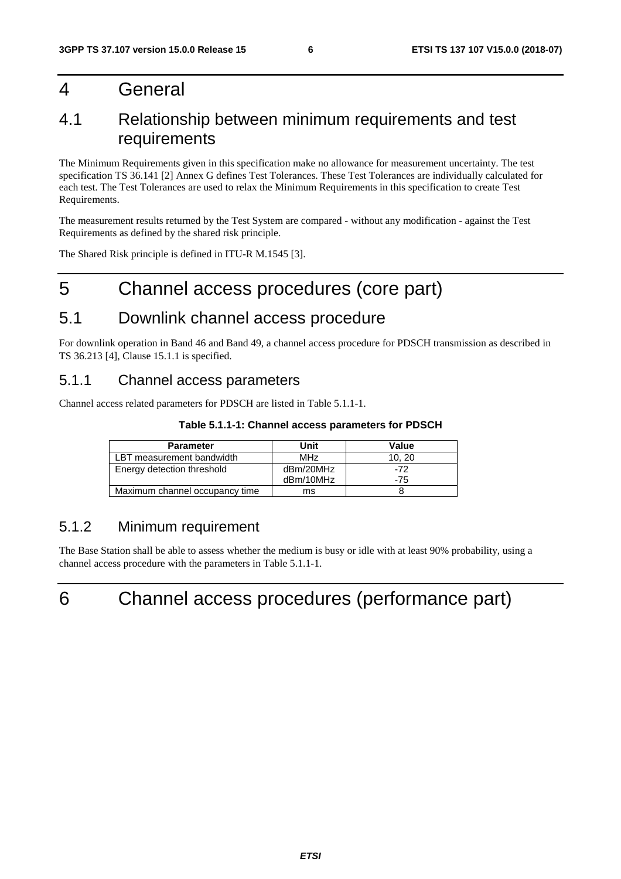# 4 General

## 4.1 Relationship between minimum requirements and test requirements

The Minimum Requirements given in this specification make no allowance for measurement uncertainty. The test specification TS 36.141 [2] Annex G defines Test Tolerances. These Test Tolerances are individually calculated for each test. The Test Tolerances are used to relax the Minimum Requirements in this specification to create Test Requirements.

The measurement results returned by the Test System are compared - without any modification - against the Test Requirements as defined by the shared risk principle.

The Shared Risk principle is defined in ITU-R M.1545 [3].

# 5 Channel access procedures (core part)

## 5.1 Downlink channel access procedure

For downlink operation in Band 46 and Band 49, a channel access procedure for PDSCH transmission as described in TS 36.213 [4], Clause 15.1.1 is specified.

### 5.1.1 Channel access parameters

Channel access related parameters for PDSCH are listed in Table 5.1.1-1.

**Table 5.1.1-1: Channel access parameters for PDSCH**

| Parameter | Unit | Value |
| --- | --- | --- |
| LBT measurement bandwidth | MHz | 10, 20 |
| Energy detection threshold | dBm/20MHz<br>dBm/10MHz | -72<br>-75 |
| Maximum channel occupancy time | ms | 8 |

### 5.1.2 Minimum requirement

The Base Station shall be able to assess whether the medium is busy or idle with at least 90% probability, using a channel access procedure with the parameters in Table 5.1.1-1.

# 6 Channel access procedures (performance part)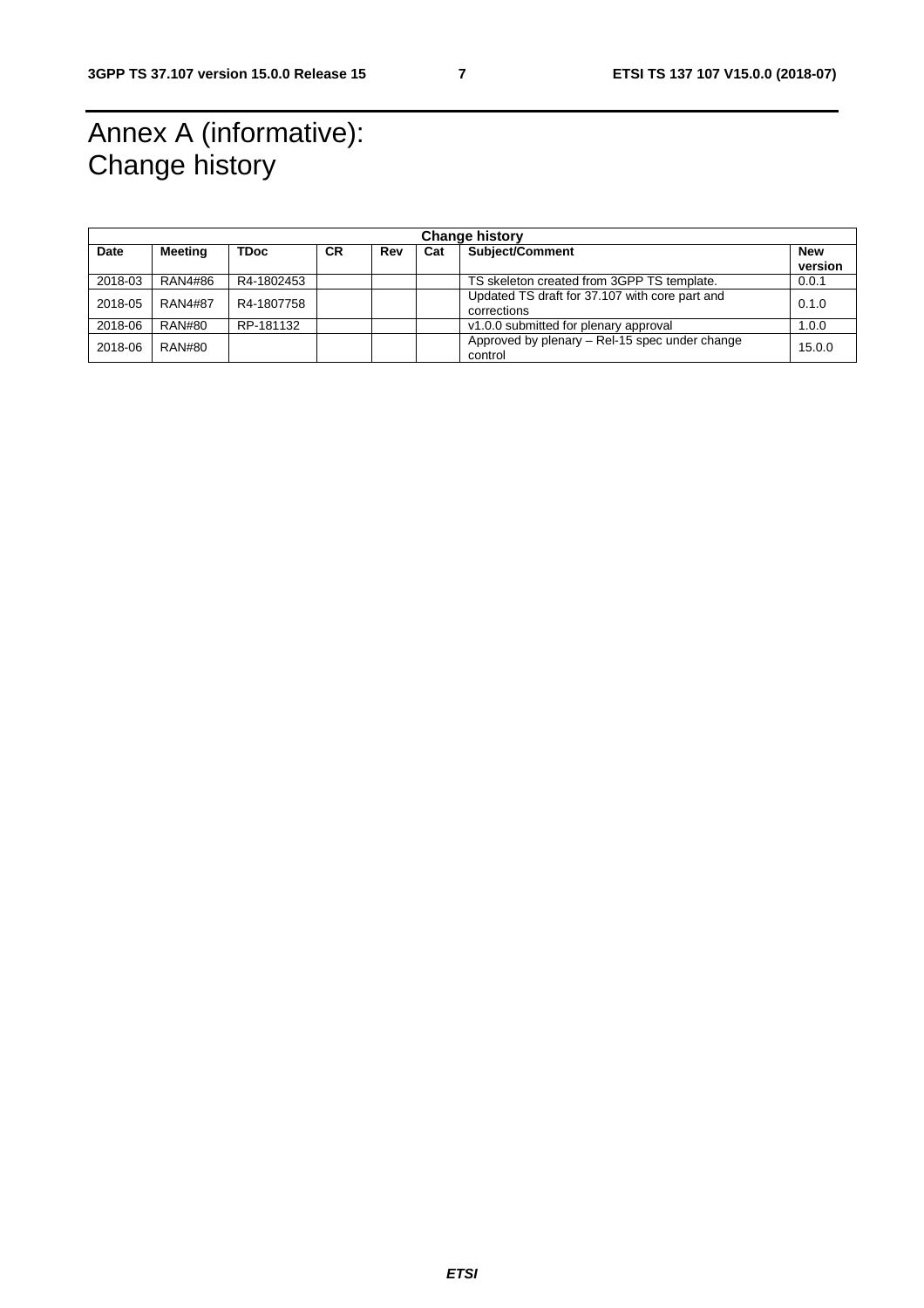# Annex A (informative): Change history

| Change history | | | | | | | |
|---|---|---|---|---|---|---|---|
| **Date** | **Meeting** | **TDoc** | **CR** | **Rev** | **Cat** | **Subject/Comment** | **New version** |
| 2018-03 | RAN4#86 | R4-1802453 | | | | TS skeleton created from 3GPP TS template. | 0.0.1 |
| 2018-05 | RAN4#87 | R4-1807758 | | | | Updated TS draft for 37.107 with core part and corrections | 0.1.0 |
| 2018-06 | RAN#80 | RP-181132 | | | | v1.0.0 submitted for plenary approval | 1.0.0 |
| 2018-06 | RAN#80 | | | | | Approved by plenary – Rel-15 spec under change control | 15.0.0 |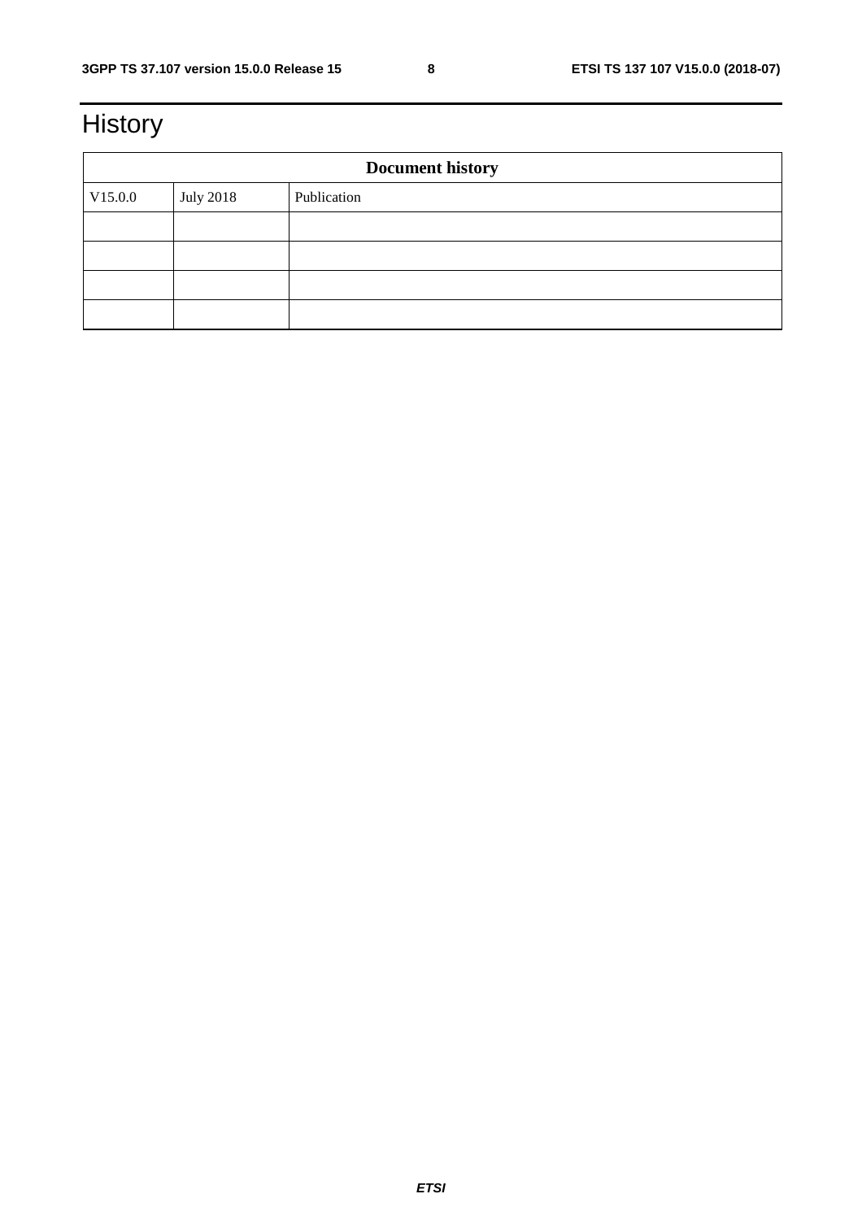# History

| Document history | | |
|---|---|---|
| V15.0.0 | July 2018 | Publication |
| | | |
| | | |
| | | |
| | | |